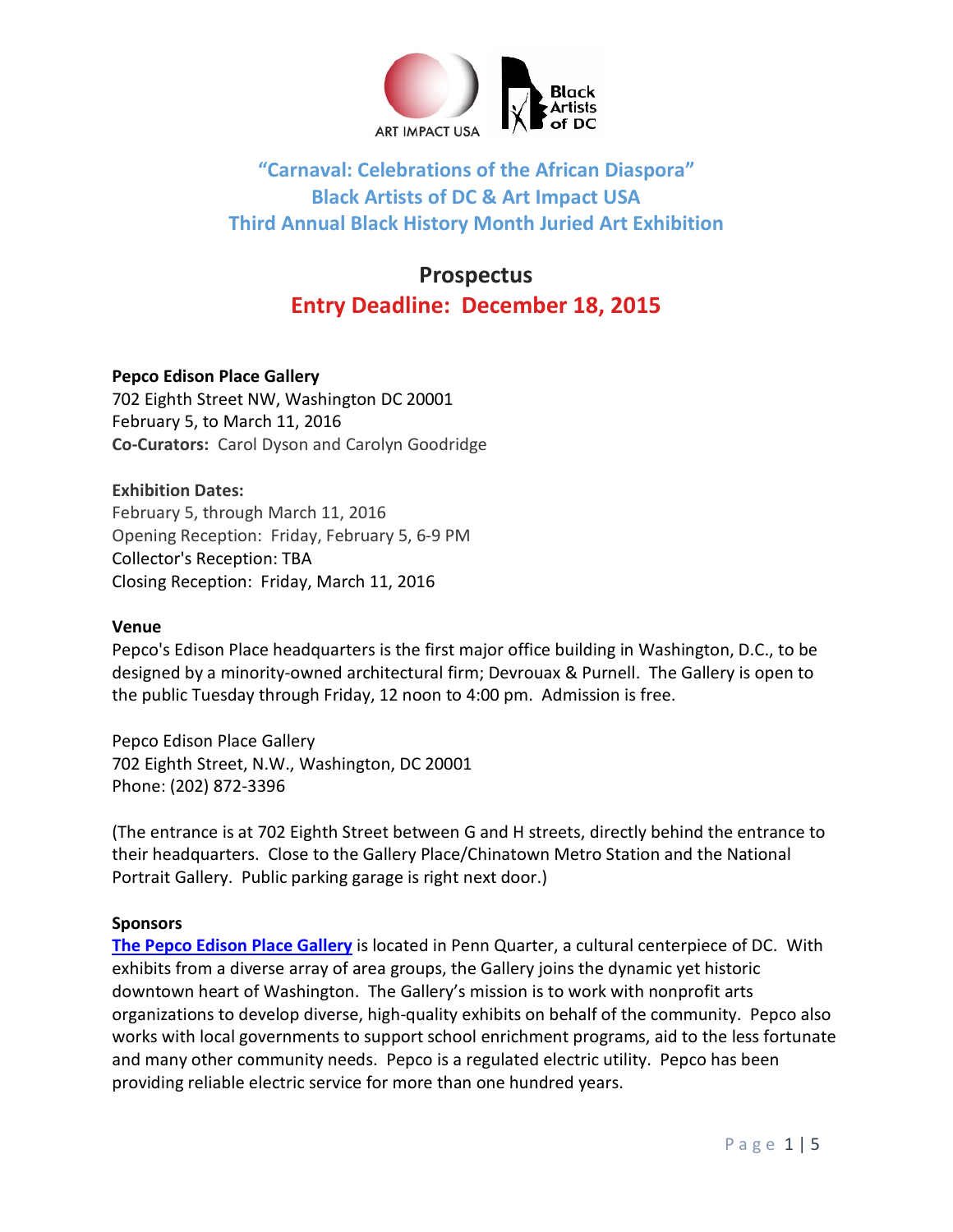ART IMPACT USA

Black Artists of DC

## "Carnaval: Celebrations of the African Diaspora"
## Black Artists of DC & Art Impact USA
## Third Annual Black History Month Juried Art Exhibition

# Prospectus

## Entry Deadline: December 18, 2015

**Pepco Edison Place Gallery**
702 Eighth Street NW, Washington DC 20001
February 5, to March 11, 2016
**Co-Curators:** Carol Dyson and Carolyn Goodridge

**Exhibition Dates:**
February 5, through March 11, 2016
Opening Reception: Friday, February 5, 6-9 PM
Collector's Reception: TBA
Closing Reception: Friday, March 11, 2016

**Venue**
Pepco's Edison Place headquarters is the first major office building in Washington, D.C., to be designed by a minority-owned architectural firm; Devrouax & Purnell. The Gallery is open to the public Tuesday through Friday, 12 noon to 4:00 pm. Admission is free.

Pepco Edison Place Gallery
702 Eighth Street, N.W., Washington, DC 20001
Phone: (202) 872-3396

(The entrance is at 702 Eighth Street between G and H streets, directly behind the entrance to their headquarters. Close to the Gallery Place/Chinatown Metro Station and the National Portrait Gallery. Public parking garage is right next door.)

**Sponsors**
The Pepco Edison Place Gallery is located in Penn Quarter, a cultural centerpiece of DC. With exhibits from a diverse array of area groups, the Gallery joins the dynamic yet historic downtown heart of Washington. The Gallery's mission is to work with nonprofit arts organizations to develop diverse, high-quality exhibits on behalf of the community. Pepco also works with local governments to support school enrichment programs, aid to the less fortunate and many other community needs. Pepco is a regulated electric utility. Pepco has been providing reliable electric service for more than one hundred years.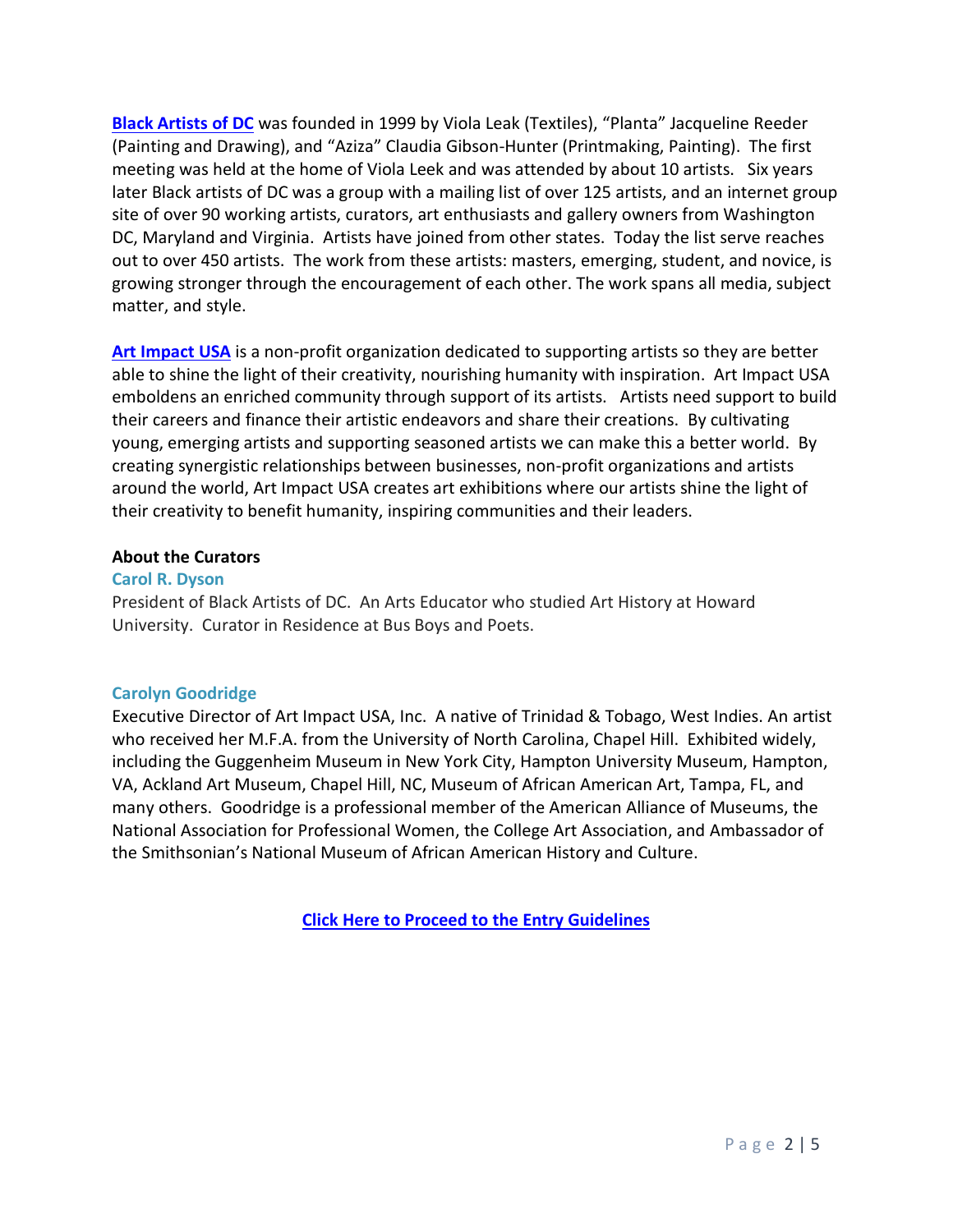**Black Artists of DC** was founded in 1999 by Viola Leak (Textiles), "Planta" Jacqueline Reeder (Painting and Drawing), and "Aziza" Claudia Gibson-Hunter (Printmaking, Painting). The first meeting was held at the home of Viola Leek and was attended by about 10 artists. Six years later Black artists of DC was a group with a mailing list of over 125 artists, and an internet group site of over 90 working artists, curators, art enthusiasts and gallery owners from Washington DC, Maryland and Virginia. Artists have joined from other states. Today the list serve reaches out to over 450 artists. The work from these artists: masters, emerging, student, and novice, is growing stronger through the encouragement of each other. The work spans all media, subject matter, and style.

**Art Impact USA** is a non-profit organization dedicated to supporting artists so they are better able to shine the light of their creativity, nourishing humanity with inspiration. Art Impact USA emboldens an enriched community through support of its artists. Artists need support to build their careers and finance their artistic endeavors and share their creations. By cultivating young, emerging artists and supporting seasoned artists we can make this a better world. By creating synergistic relationships between businesses, non-profit organizations and artists around the world, Art Impact USA creates art exhibitions where our artists shine the light of their creativity to benefit humanity, inspiring communities and their leaders.

## About the Curators

### Carol R. Dyson

President of Black Artists of DC. An Arts Educator who studied Art History at Howard University. Curator in Residence at Bus Boys and Poets.

### Carolyn Goodridge

Executive Director of Art Impact USA, Inc. A native of Trinidad & Tobago, West Indies. An artist who received her M.F.A. from the University of North Carolina, Chapel Hill. Exhibited widely, including the Guggenheim Museum in New York City, Hampton University Museum, Hampton, VA, Ackland Art Museum, Chapel Hill, NC, Museum of African American Art, Tampa, FL, and many others. Goodridge is a professional member of the American Alliance of Museums, the National Association for Professional Women, the College Art Association, and Ambassador of the Smithsonian's National Museum of African American History and Culture.

**Click Here to Proceed to the Entry Guidelines**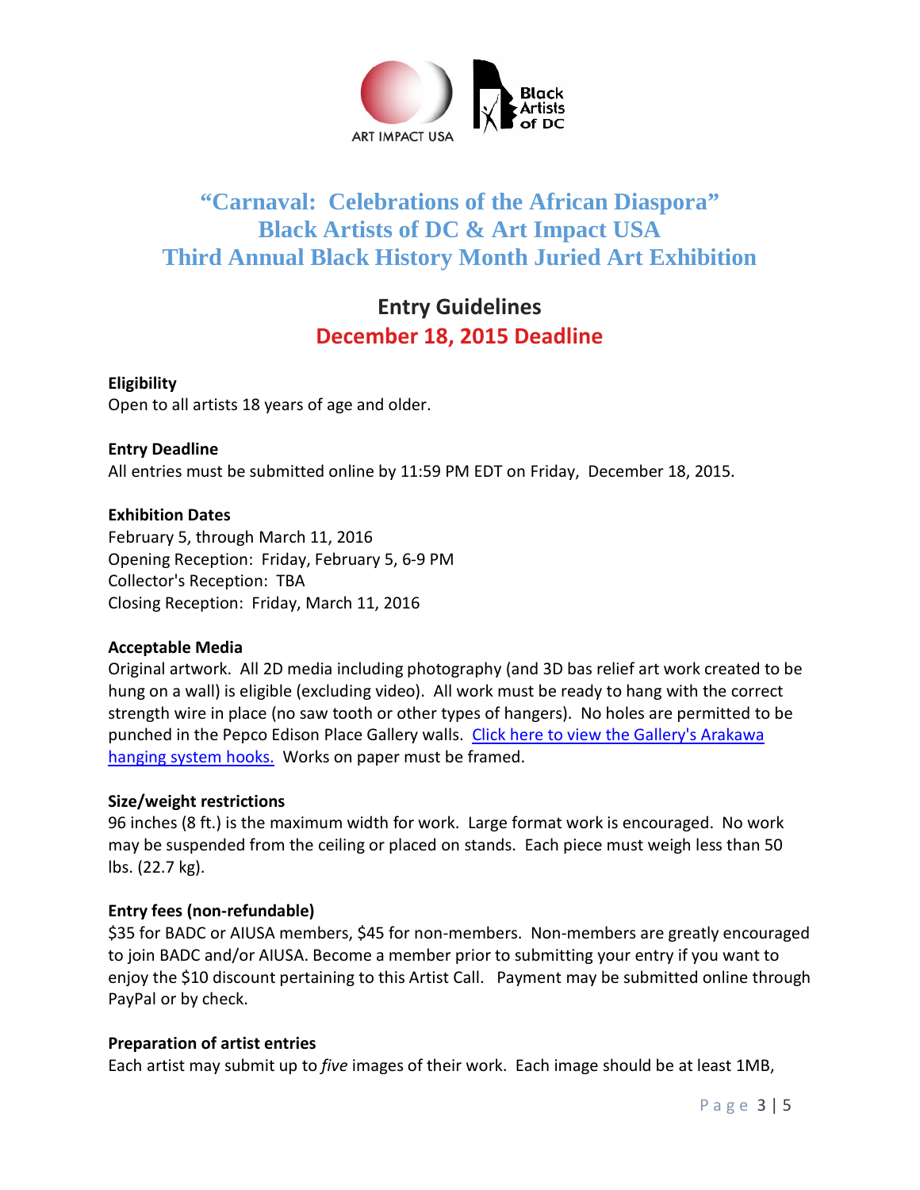# "Carnaval: Celebrations of the African Diaspora"
# Black Artists of DC & Art Impact USA
# Third Annual Black History Month Juried Art Exhibition

## Entry Guidelines

## December 18, 2015 Deadline

**Eligibility**
Open to all artists 18 years of age and older.

**Entry Deadline**
All entries must be submitted online by 11:59 PM EDT on Friday, December 18, 2015.

**Exhibition Dates**
February 5, through March 11, 2016
Opening Reception: Friday, February 5, 6-9 PM
Collector's Reception: TBA
Closing Reception: Friday, March 11, 2016

**Acceptable Media**
Original artwork. All 2D media including photography (and 3D bas relief art work created to be hung on a wall) is eligible (excluding video). All work must be ready to hang with the correct strength wire in place (no saw tooth or other types of hangers). No holes are permitted to be punched in the Pepco Edison Place Gallery walls. Click here to view the Gallery's Arakawa hanging system hooks. Works on paper must be framed.

**Size/weight restrictions**
96 inches (8 ft.) is the maximum width for work. Large format work is encouraged. No work may be suspended from the ceiling or placed on stands. Each piece must weigh less than 50 lbs. (22.7 kg).

**Entry fees (non-refundable)**
$35 for BADC or AIUSA members, $45 for non-members. Non-members are greatly encouraged to join BADC and/or AIUSA. Become a member prior to submitting your entry if you want to enjoy the $10 discount pertaining to this Artist Call. Payment may be submitted online through PayPal or by check.

**Preparation of artist entries**
Each artist may submit up to *five* images of their work. Each image should be at least 1MB,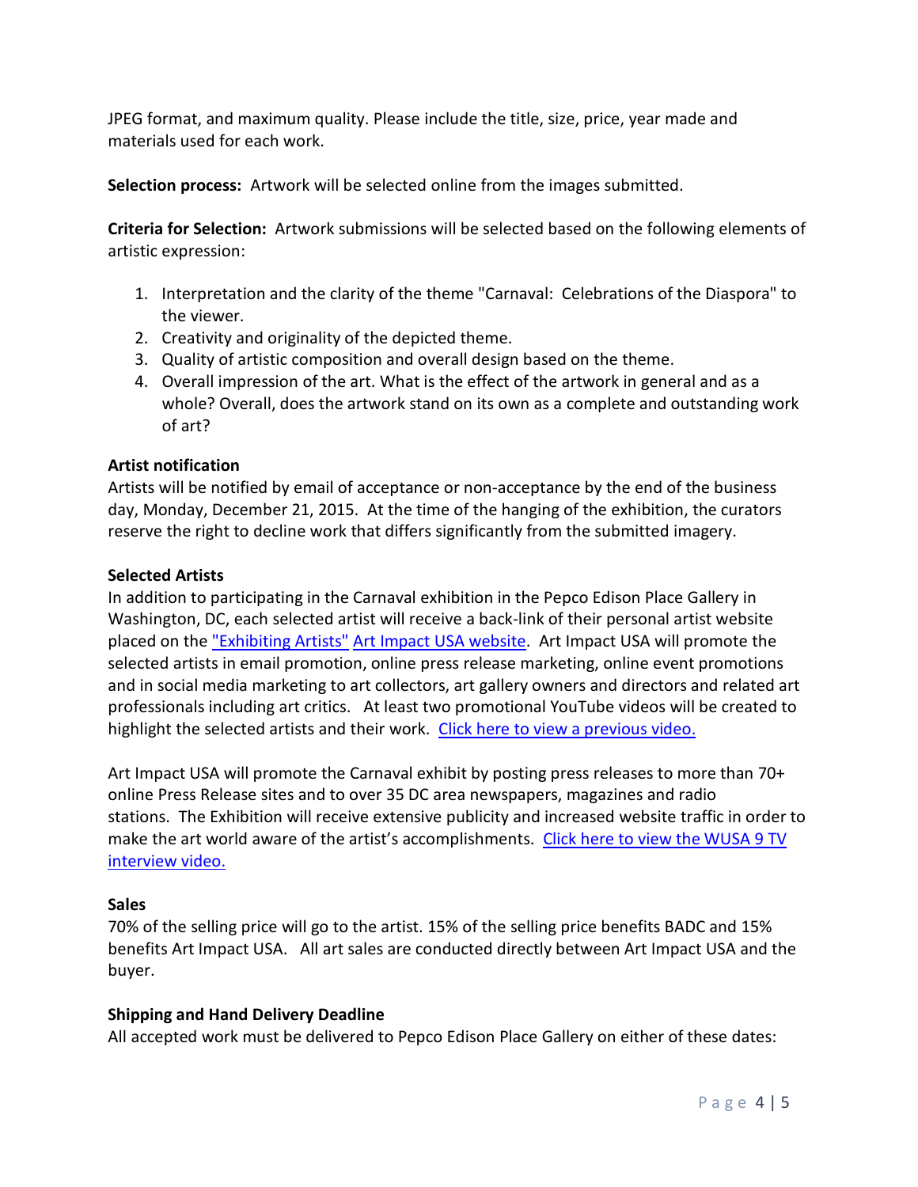JPEG format, and maximum quality. Please include the title, size, price, year made and materials used for each work.

**Selection process:** Artwork will be selected online from the images submitted.

**Criteria for Selection:** Artwork submissions will be selected based on the following elements of artistic expression:

1. Interpretation and the clarity of the theme "Carnaval: Celebrations of the Diaspora" to the viewer.
2. Creativity and originality of the depicted theme.
3. Quality of artistic composition and overall design based on the theme.
4. Overall impression of the art. What is the effect of the artwork in general and as a whole? Overall, does the artwork stand on its own as a complete and outstanding work of art?

**Artist notification**

Artists will be notified by email of acceptance or non-acceptance by the end of the business day, Monday, December 21, 2015. At the time of the hanging of the exhibition, the curators reserve the right to decline work that differs significantly from the submitted imagery.

**Selected Artists**

In addition to participating in the Carnaval exhibition in the Pepco Edison Place Gallery in Washington, DC, each selected artist will receive a back-link of their personal artist website placed on the "Exhibiting Artists" Art Impact USA website. Art Impact USA will promote the selected artists in email promotion, online press release marketing, online event promotions and in social media marketing to art collectors, art gallery owners and directors and related art professionals including art critics. At least two promotional YouTube videos will be created to highlight the selected artists and their work. Click here to view a previous video.

Art Impact USA will promote the Carnaval exhibit by posting press releases to more than 70+ online Press Release sites and to over 35 DC area newspapers, magazines and radio stations. The Exhibition will receive extensive publicity and increased website traffic in order to make the art world aware of the artist's accomplishments. Click here to view the WUSA 9 TV interview video.

**Sales**

70% of the selling price will go to the artist. 15% of the selling price benefits BADC and 15% benefits Art Impact USA. All art sales are conducted directly between Art Impact USA and the buyer.

**Shipping and Hand Delivery Deadline**

All accepted work must be delivered to Pepco Edison Place Gallery on either of these dates: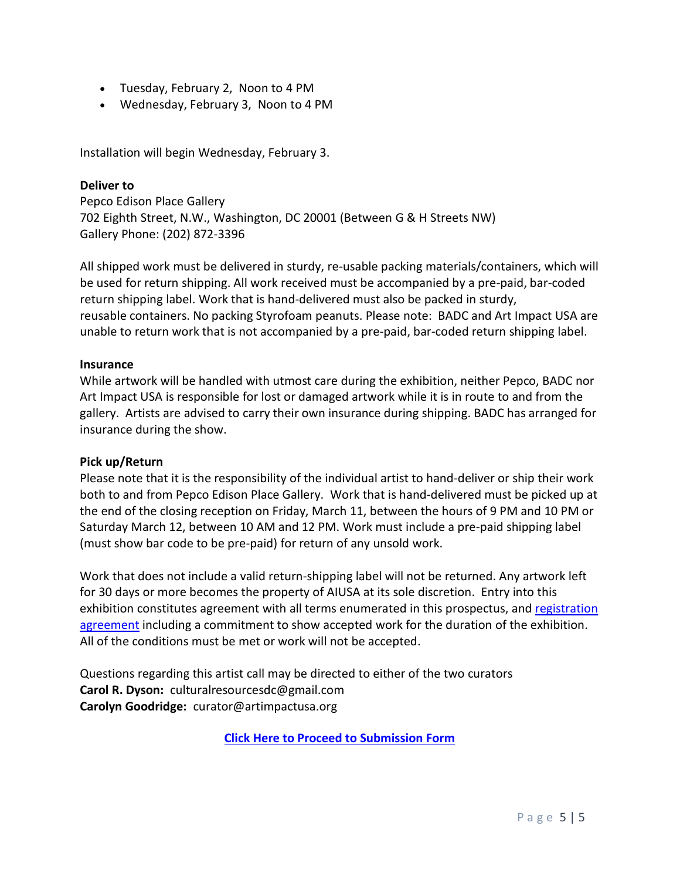- Tuesday, February 2, Noon to 4 PM
- Wednesday, February 3, Noon to 4 PM

Installation will begin Wednesday, February 3.

**Deliver to**
Pepco Edison Place Gallery
702 Eighth Street, N.W., Washington, DC 20001 (Between G & H Streets NW)
Gallery Phone: (202) 872-3396

All shipped work must be delivered in sturdy, re-usable packing materials/containers, which will be used for return shipping. All work received must be accompanied by a pre-paid, bar-coded return shipping label. Work that is hand-delivered must also be packed in sturdy, reusable containers. No packing Styrofoam peanuts. Please note: BADC and Art Impact USA are unable to return work that is not accompanied by a pre-paid, bar-coded return shipping label.

**Insurance**
While artwork will be handled with utmost care during the exhibition, neither Pepco, BADC nor Art Impact USA is responsible for lost or damaged artwork while it is in route to and from the gallery. Artists are advised to carry their own insurance during shipping. BADC has arranged for insurance during the show.

**Pick up/Return**
Please note that it is the responsibility of the individual artist to hand-deliver or ship their work both to and from Pepco Edison Place Gallery. Work that is hand-delivered must be picked up at the end of the closing reception on Friday, March 11, between the hours of 9 PM and 10 PM or Saturday March 12, between 10 AM and 12 PM. Work must include a pre-paid shipping label (must show bar code to be pre-paid) for return of any unsold work.

Work that does not include a valid return-shipping label will not be returned. Any artwork left for 30 days or more becomes the property of AIUSA at its sole discretion. Entry into this exhibition constitutes agreement with all terms enumerated in this prospectus, and registration agreement including a commitment to show accepted work for the duration of the exhibition. All of the conditions must be met or work will not be accepted.

Questions regarding this artist call may be directed to either of the two curators
**Carol R. Dyson:** culturalresourcesdc@gmail.com
**Carolyn Goodridge:** curator@artimpactusa.org

**Click Here to Proceed to Submission Form**